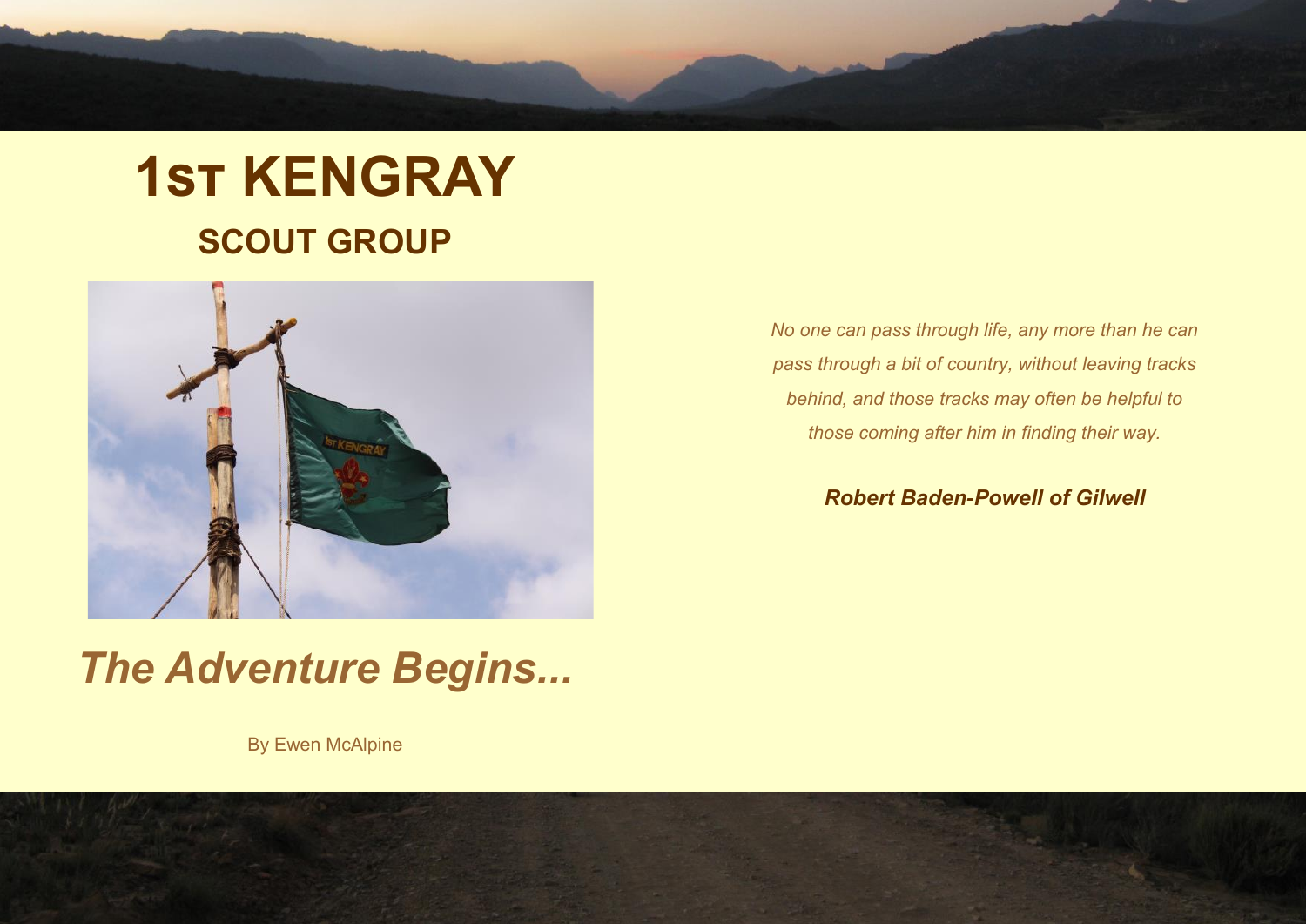# 1ST KENGRAY

## SCOUT GROUP

## *The Adventure Begins...*

By Ewen McAlpine

*No one can pass through life, any more than he can pass through a bit of country, without leaving tracks behind, and those tracks may often be helpful to those coming after him in finding their way.*

***Robert Baden-Powell of Gilwell***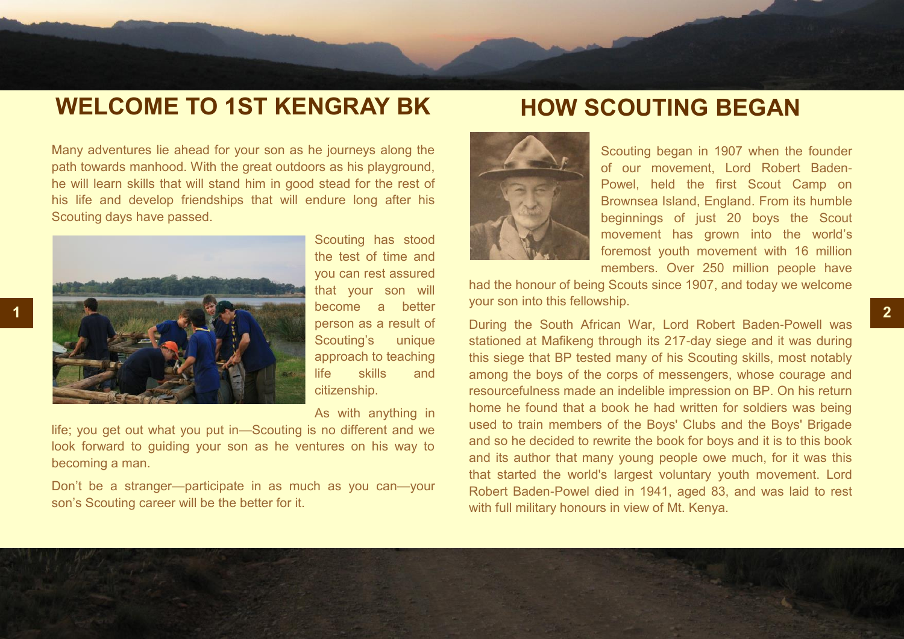## WELCOME TO 1ST KENGRAY BK

Many adventures lie ahead for your son as he journeys along the path towards manhood. With the great outdoors as his playground, he will learn skills that will stand him in good stead for the rest of his life and develop friendships that will endure long after his Scouting days have passed.

Scouting has stood the test of time and you can rest assured that your son will become a better person as a result of Scouting's unique approach to teaching life skills and citizenship.

As with anything in life; you get out what you put in—Scouting is no different and we look forward to guiding your son as he ventures on his way to becoming a man.

Don't be a stranger—participate in as much as you can—your son's Scouting career will be the better for it.

## HOW SCOUTING BEGAN

Scouting began in 1907 when the founder of our movement, Lord Robert Baden-Powel, held the first Scout Camp on Brownsea Island, England. From its humble beginnings of just 20 boys the Scout movement has grown into the world's foremost youth movement with 16 million members. Over 250 million people have had the honour of being Scouts since 1907, and today we welcome your son into this fellowship.

During the South African War, Lord Robert Baden-Powell was stationed at Mafikeng through its 217-day siege and it was during this siege that BP tested many of his Scouting skills, most notably among the boys of the corps of messengers, whose courage and resourcefulness made an indelible impression on BP. On his return home he found that a book he had written for soldiers was being used to train members of the Boys' Clubs and the Boys' Brigade and so he decided to rewrite the book for boys and it is to this book and its author that many young people owe much, for it was this that started the world's largest voluntary youth movement. Lord Robert Baden-Powel died in 1941, aged 83, and was laid to rest with full military honours in view of Mt. Kenya.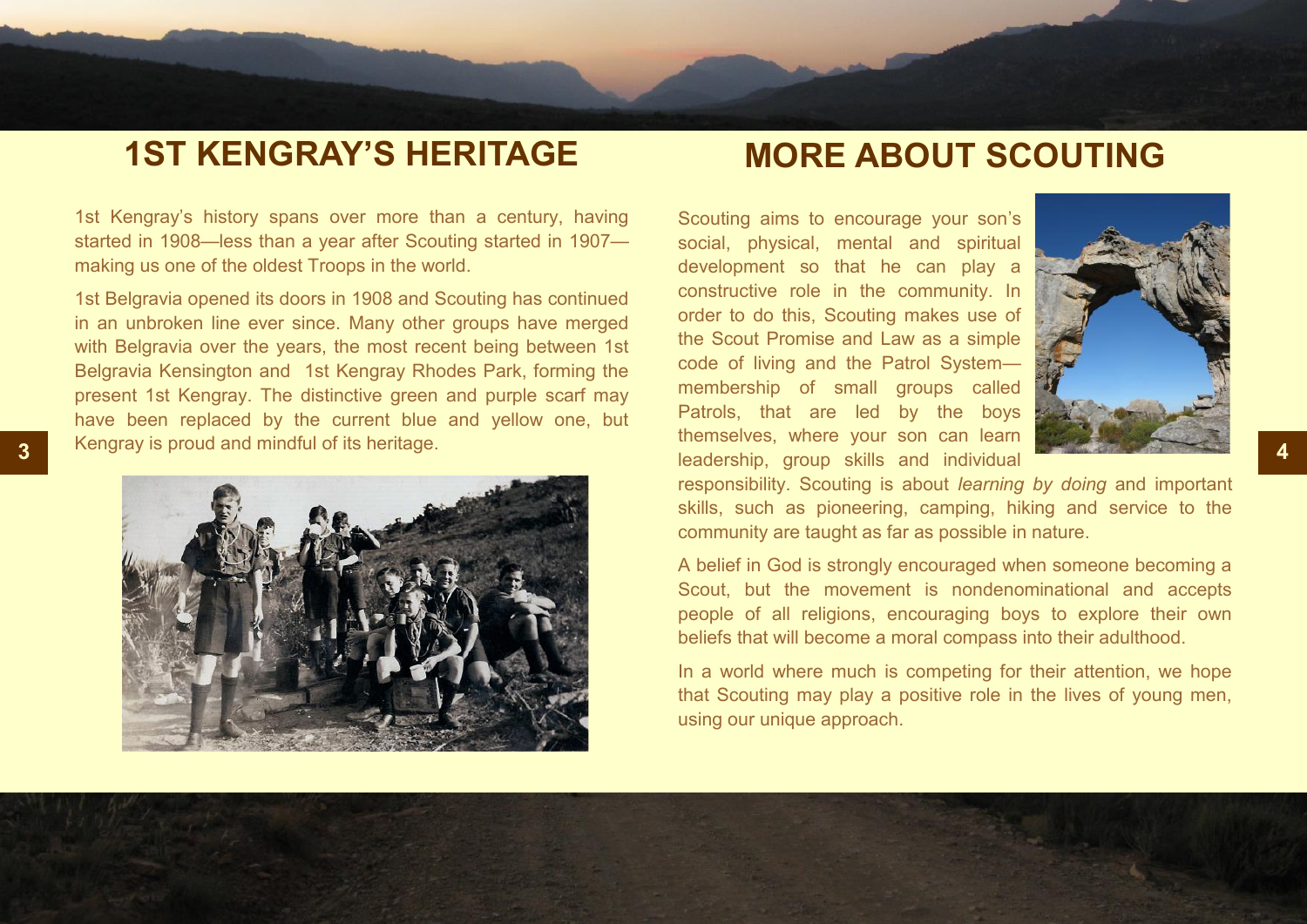## 1ST KENGRAY'S HERITAGE

1st Kengray's history spans over more than a century, having started in 1908—less than a year after Scouting started in 1907—making us one of the oldest Troops in the world.

1st Belgravia opened its doors in 1908 and Scouting has continued in an unbroken line ever since. Many other groups have merged with Belgravia over the years, the most recent being between 1st Belgravia Kensington and 1st Kengray Rhodes Park, forming the present 1st Kengray. The distinctive green and purple scarf may have been replaced by the current blue and yellow one, but Kengray is proud and mindful of its heritage.

## MORE ABOUT SCOUTING

Scouting aims to encourage your son's social, physical, mental and spiritual development so that he can play a constructive role in the community. In order to do this, Scouting makes use of the Scout Promise and Law as a simple code of living and the Patrol System—membership of small groups called Patrols, that are led by the boys themselves, where your son can learn leadership, group skills and individual responsibility. Scouting is about *learning by doing* and important skills, such as pioneering, camping, hiking and service to the community are taught as far as possible in nature.

A belief in God is strongly encouraged when someone becoming a Scout, but the movement is nondenominational and accepts people of all religions, encouraging boys to explore their own beliefs that will become a moral compass into their adulthood.

In a world where much is competing for their attention, we hope that Scouting may play a positive role in the lives of young men, using our unique approach.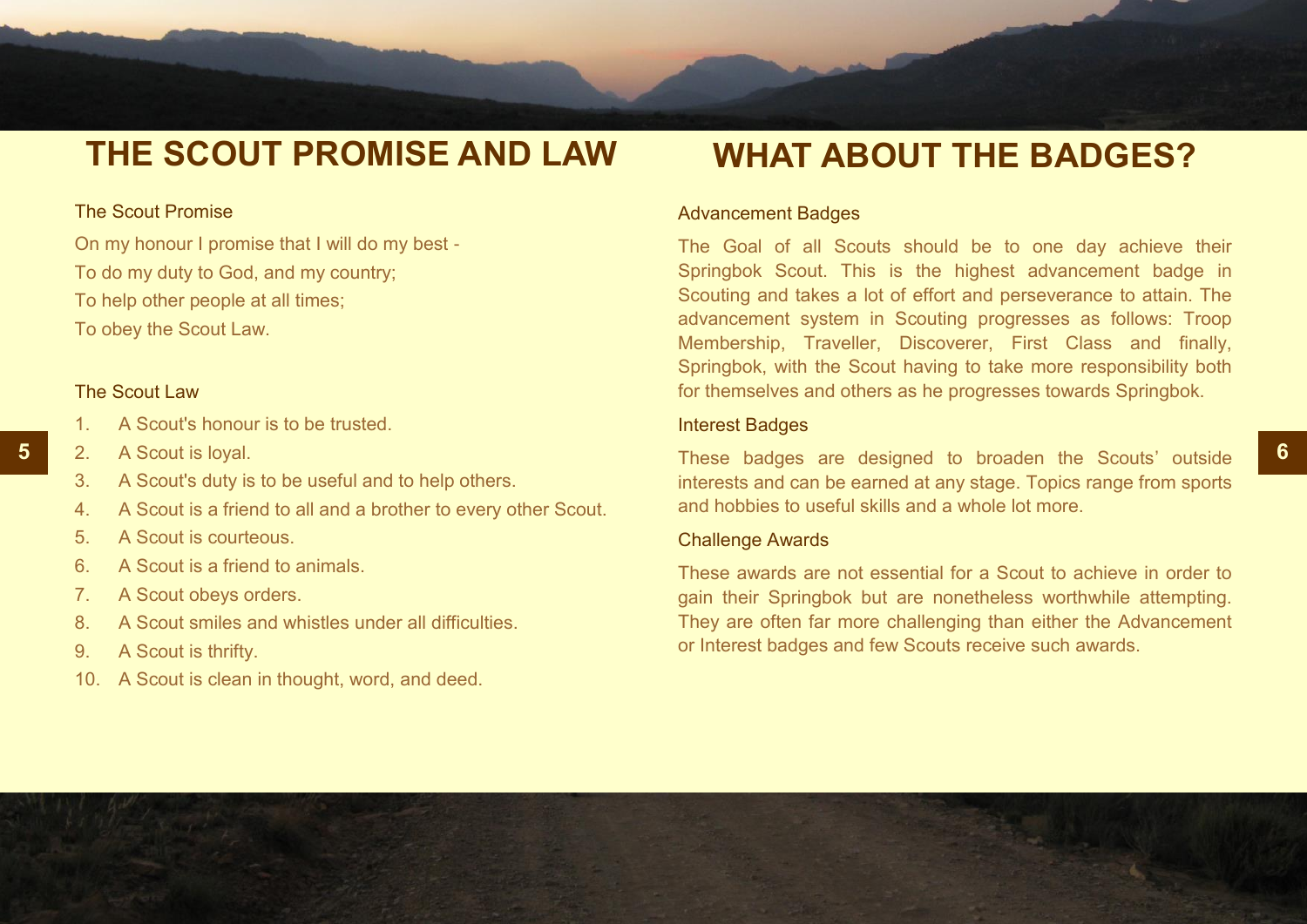# THE SCOUT PROMISE AND LAW

### The Scout Promise

On my honour I promise that I will do my best -

To do my duty to God, and my country;

To help other people at all times;

To obey the Scout Law.

### The Scout Law

1. A Scout's honour is to be trusted.
2. A Scout is loyal.
3. A Scout's duty is to be useful and to help others.
4. A Scout is a friend to all and a brother to every other Scout.
5. A Scout is courteous.
6. A Scout is a friend to animals.
7. A Scout obeys orders.
8. A Scout smiles and whistles under all difficulties.
9. A Scout is thrifty.
10. A Scout is clean in thought, word, and deed.

# WHAT ABOUT THE BADGES?

### Advancement Badges

The Goal of all Scouts should be to one day achieve their Springbok Scout. This is the highest advancement badge in Scouting and takes a lot of effort and perseverance to attain. The advancement system in Scouting progresses as follows: Troop Membership, Traveller, Discoverer, First Class and finally, Springbok, with the Scout having to take more responsibility both for themselves and others as he progresses towards Springbok.

### Interest Badges

These badges are designed to broaden the Scouts' outside interests and can be earned at any stage. Topics range from sports and hobbies to useful skills and a whole lot more.

### Challenge Awards

These awards are not essential for a Scout to achieve in order to gain their Springbok but are nonetheless worthwhile attempting. They are often far more challenging than either the Advancement or Interest badges and few Scouts receive such awards.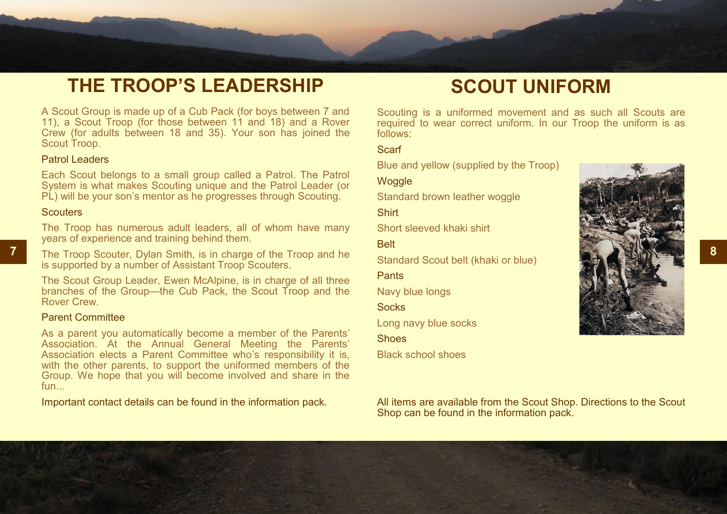# THE TROOP'S LEADERSHIP

A Scout Group is made up of a Cub Pack (for boys between 7 and 11), a Scout Troop (for those between 11 and 18) and a Rover Crew (for adults between 18 and 35). Your son has joined the Scout Troop.

### Patrol Leaders

Each Scout belongs to a small group called a Patrol. The Patrol System is what makes Scouting unique and the Patrol Leader (or PL) will be your son's mentor as he progresses through Scouting.

### Scouters

The Troop has numerous adult leaders, all of whom have many years of experience and training behind them.

The Troop Scouter, Dylan Smith, is in charge of the Troop and he is supported by a number of Assistant Troop Scouters.

The Scout Group Leader, Ewen McAlpine, is in charge of all three branches of the Group—the Cub Pack, the Scout Troop and the Rover Crew.

### Parent Committee

As a parent you automatically become a member of the Parents' Association. At the Annual General Meeting the Parents' Association elects a Parent Committee who's responsibility it is, with the other parents, to support the uniformed members of the Group. We hope that you will become involved and share in the fun...

Important contact details can be found in the information pack.

# SCOUT UNIFORM

Scouting is a uniformed movement and as such all Scouts are required to wear correct uniform. In our Troop the uniform is as follows:

### Scarf

Blue and yellow (supplied by the Troop)

### Woggle

Standard brown leather woggle

### Shirt

Short sleeved khaki shirt

### Belt

Standard Scout belt (khaki or blue)

### Pants

Navy blue longs

### Socks

Long navy blue socks

### Shoes

Black school shoes

All items are available from the Scout Shop. Directions to the Scout Shop can be found in the information pack.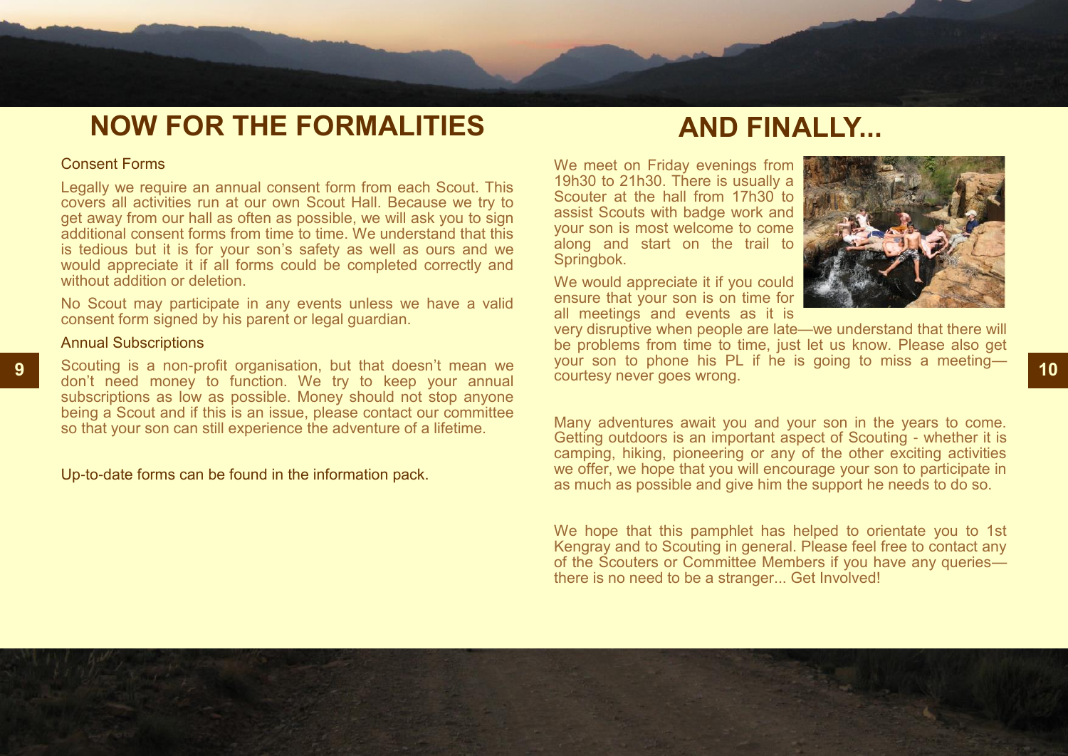# NOW FOR THE FORMALITIES

### Consent Forms

Legally we require an annual consent form from each Scout. This covers all activities run at our own Scout Hall. Because we try to get away from our hall as often as possible, we will ask you to sign additional consent forms from time to time. We understand that this is tedious but it is for your son's safety as well as ours and we would appreciate it if all forms could be completed correctly and without addition or deletion.

No Scout may participate in any events unless we have a valid consent form signed by his parent or legal guardian.

### Annual Subscriptions

Scouting is a non-profit organisation, but that doesn't mean we don't need money to function. We try to keep your annual subscriptions as low as possible. Money should not stop anyone being a Scout and if this is an issue, please contact our committee so that your son can still experience the adventure of a lifetime.

Up-to-date forms can be found in the information pack.

# AND FINALLY...

We meet on Friday evenings from 19h30 to 21h30. There is usually a Scouter at the hall from 17h30 to assist Scouts with badge work and your son is most welcome to come along and start on the trail to Springbok.

We would appreciate it if you could ensure that your son is on time for all meetings and events as it is very disruptive when people are late—we understand that there will be problems from time to time, just let us know. Please also get your son to phone his PL if he is going to miss a meeting—courtesy never goes wrong.

Many adventures await you and your son in the years to come. Getting outdoors is an important aspect of Scouting - whether it is camping, hiking, pioneering or any of the other exciting activities we offer, we hope that you will encourage your son to participate in as much as possible and give him the support he needs to do so.

We hope that this pamphlet has helped to orientate you to 1st Kengray and to Scouting in general. Please feel free to contact any of the Scouters or Committee Members if you have any queries—there is no need to be a stranger... Get Involved!